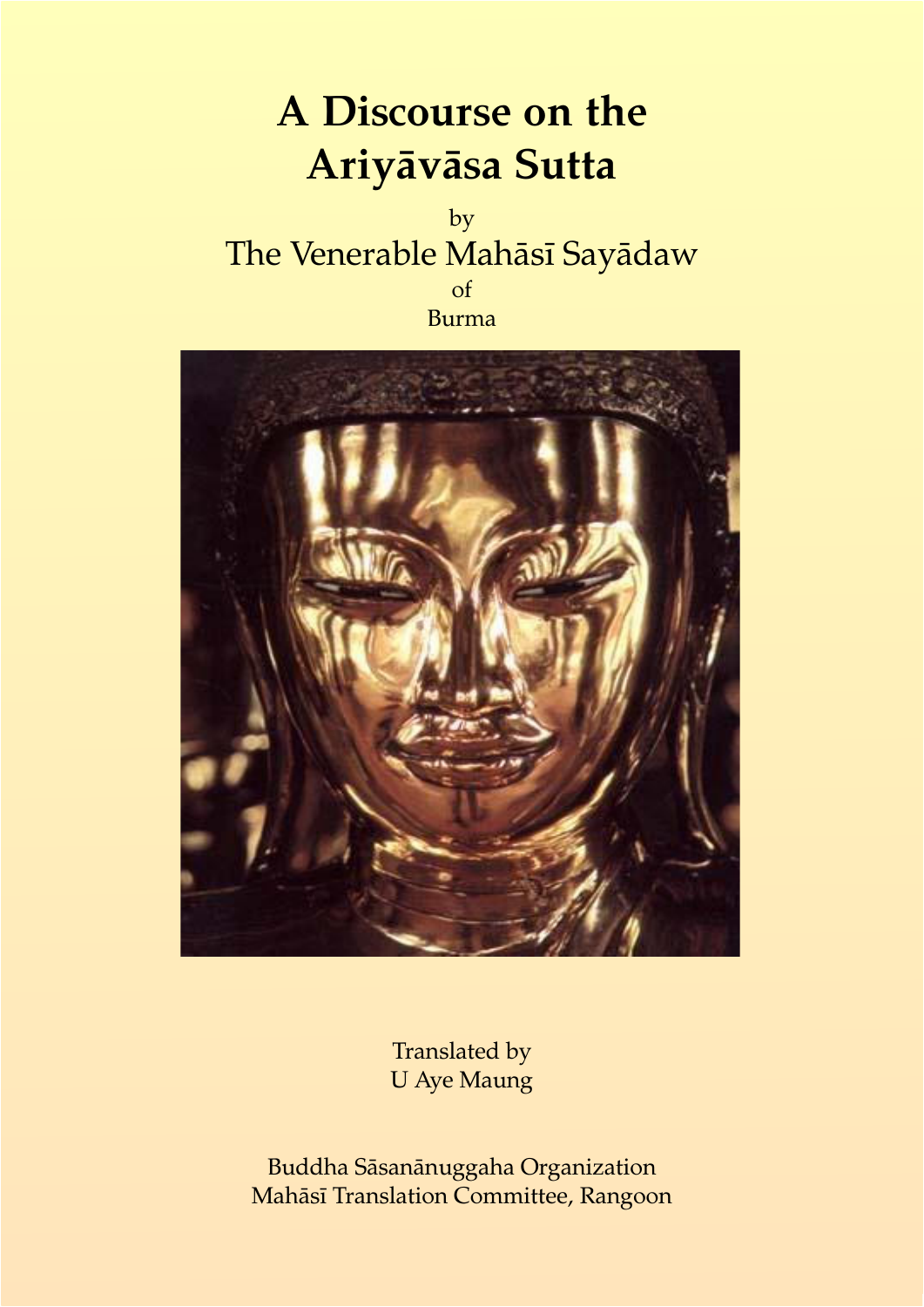# A Discourse on the Ariyāvāsa Sutta

by

The Venerable Mahāsī Sayādaw

of

Burma

Translated by

U Aye Maung

Buddha Sāsanānuggaha Organization

Mahāsī Translation Committee, Rangoon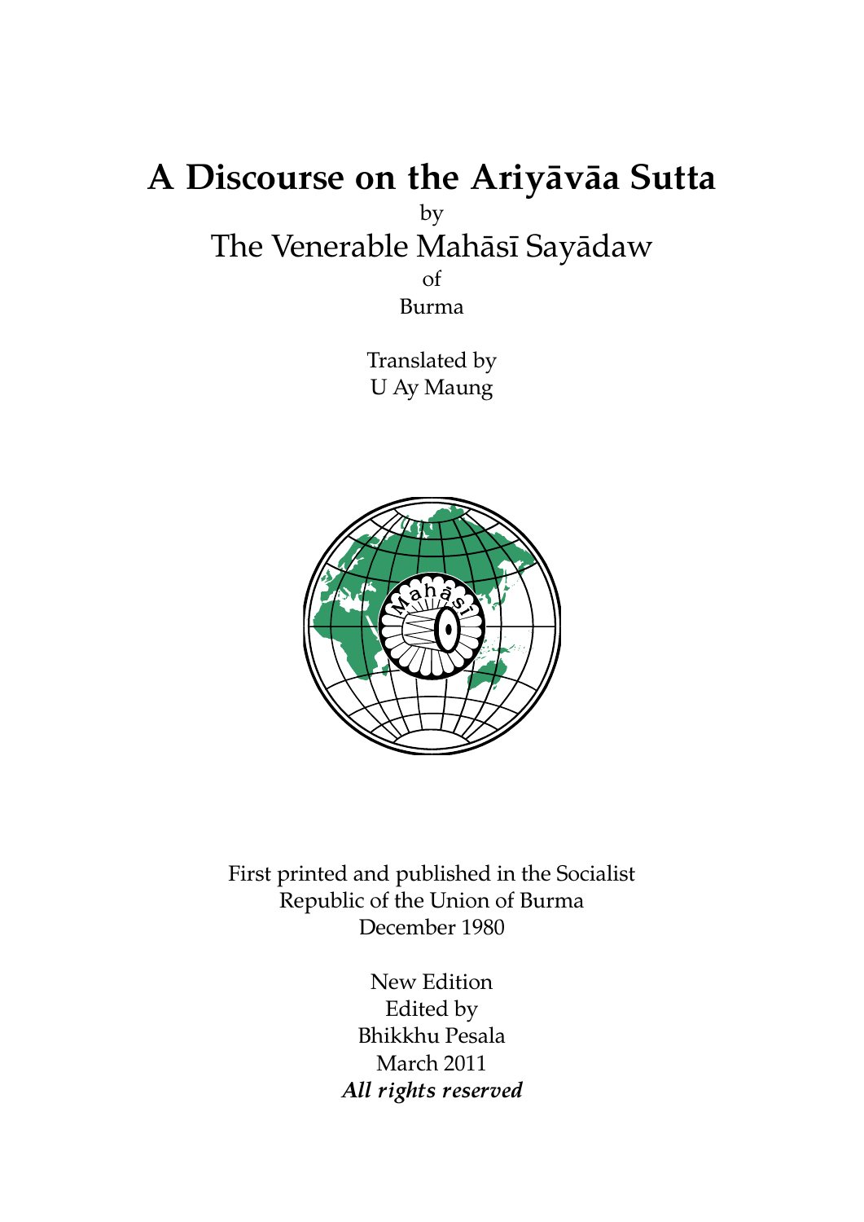# A Discourse on the Ariyāvāa Sutta

by

The Venerable Mahāsī Sayādaw

of

Burma

Translated by

U Ay Maung

First printed and published in the Socialist Republic of the Union of Burma

December 1980

New Edition

Edited by

Bhikkhu Pesala

March 2011

***All rights reserved***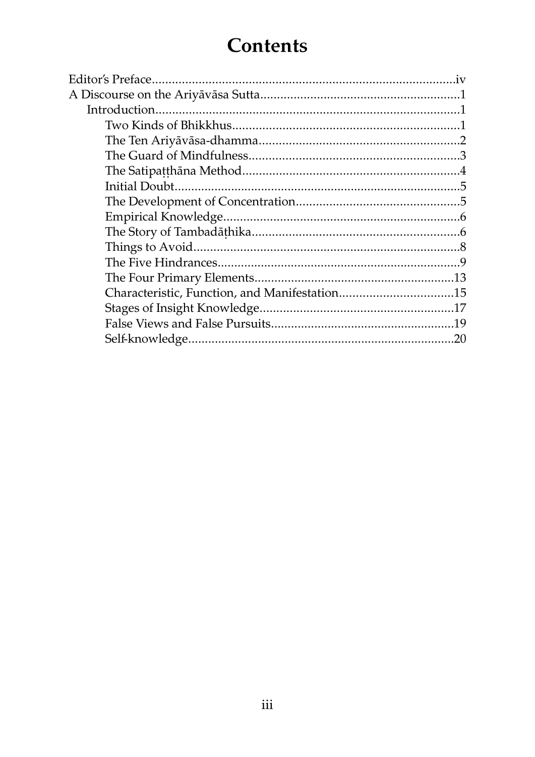# Contents

Editor's Preface......iv

A Discourse on the Ariyāvāsa Sutta......1

- Introduction......1
  - Two Kinds of Bhikkhus......1
  - The Ten Ariyāvāsa-dhamma......2
  - The Guard of Mindfulness......3
  - The Satipaṭṭhāna Method......4
  - Initial Doubt......5
  - The Development of Concentration......5
  - Empirical Knowledge......6
  - The Story of Tambadāṭhika......6
  - Things to Avoid......8
  - The Five Hindrances......9
  - The Four Primary Elements......13
  - Characteristic, Function, and Manifestation......15
  - Stages of Insight Knowledge......17
  - False Views and False Pursuits......19
  - Self-knowledge......20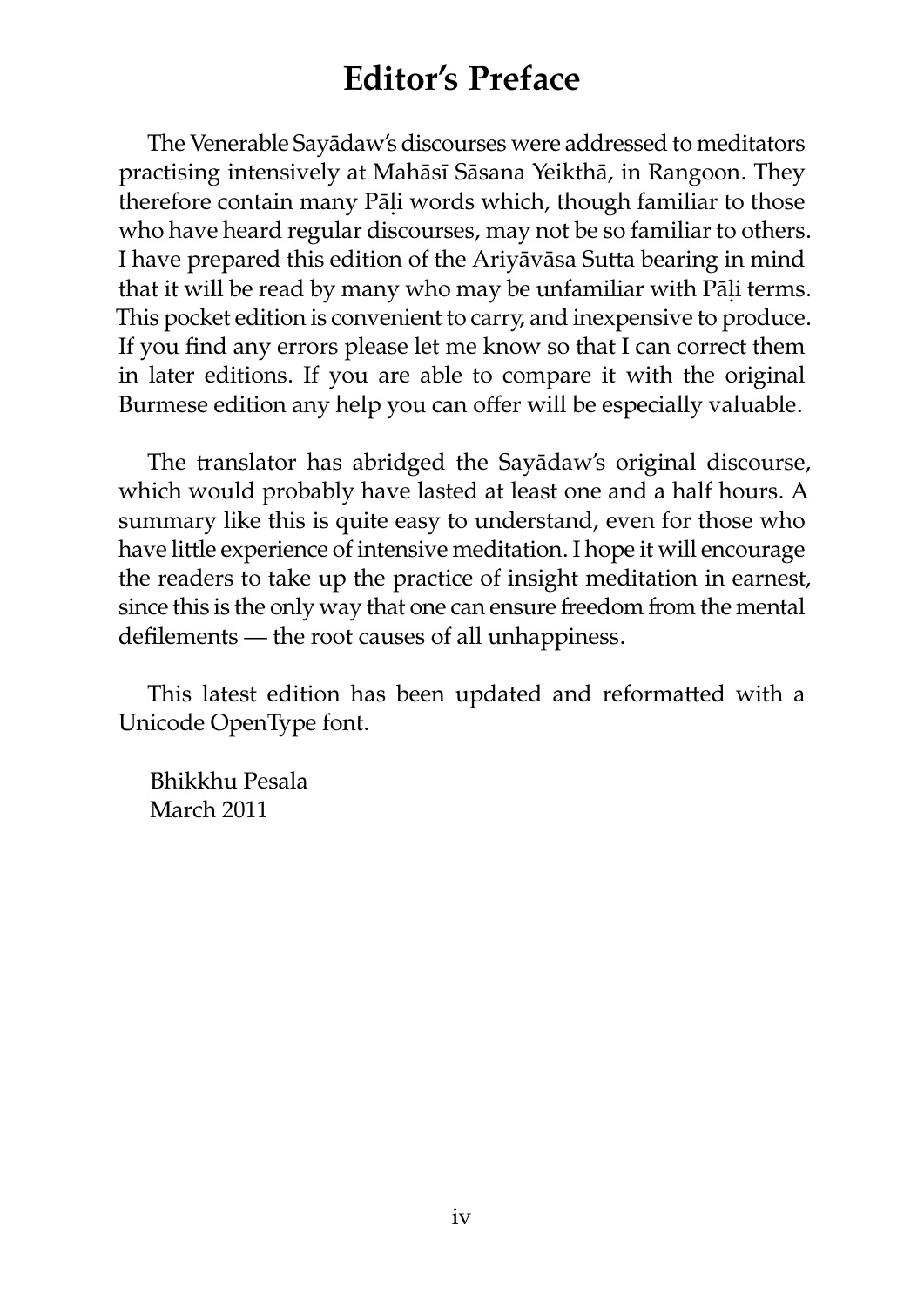# Editor's Preface

The Venerable Sayādaw's discourses were addressed to meditators practising intensively at Mahāsī Sāsana Yeikthā, in Rangoon. They therefore contain many Pāḷi words which, though familiar to those who have heard regular discourses, may not be so familiar to others. I have prepared this edition of the Ariyāvāsa Sutta bearing in mind that it will be read by many who may be unfamiliar with Pāḷi terms. This pocket edition is convenient to carry, and inexpensive to produce. If you find any errors please let me know so that I can correct them in later editions. If you are able to compare it with the original Burmese edition any help you can offer will be especially valuable.

The translator has abridged the Sayādaw's original discourse, which would probably have lasted at least one and a half hours. A summary like this is quite easy to understand, even for those who have little experience of intensive meditation. I hope it will encourage the readers to take up the practice of insight meditation in earnest, since this is the only way that one can ensure freedom from the mental defilements — the root causes of all unhappiness.

This latest edition has been updated and reformatted with a Unicode OpenType font.

Bhikkhu Pesala
March 2011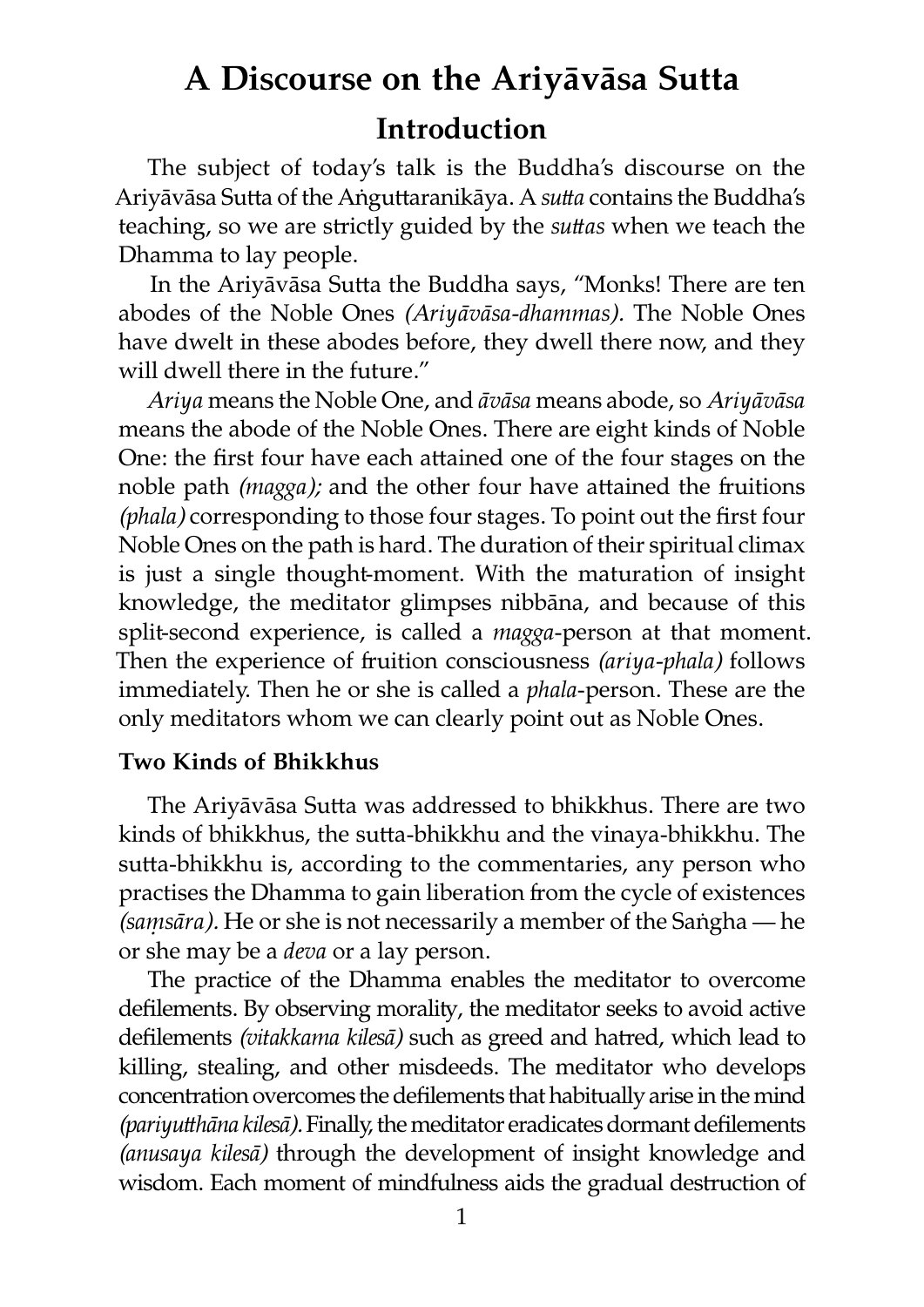# A Discourse on the Ariyāvāsa Sutta

## Introduction

The subject of today's talk is the Buddha's discourse on the Ariyāvāsa Sutta of the Aṅguttaranikāya. A *sutta* contains the Buddha's teaching, so we are strictly guided by the *suttas* when we teach the Dhamma to lay people.

In the Ariyāvāsa Sutta the Buddha says, "Monks! There are ten abodes of the Noble Ones *(Ariyāvāsa-dhammas)*. The Noble Ones have dwelt in these abodes before, they dwell there now, and they will dwell there in the future."

*Ariya* means the Noble One, and *āvāsa* means abode, so *Ariyāvāsa* means the abode of the Noble Ones. There are eight kinds of Noble One: the first four have each attained one of the four stages on the noble path *(magga);* and the other four have attained the fruitions *(phala)* corresponding to those four stages. To point out the first four Noble Ones on the path is hard. The duration of their spiritual climax is just a single thought-moment. With the maturation of insight knowledge, the meditator glimpses nibbāna, and because of this split-second experience, is called a *magga*-person at that moment. Then the experience of fruition consciousness *(ariya-phala)* follows immediately. Then he or she is called a *phala*-person. These are the only meditators whom we can clearly point out as Noble Ones.

### Two Kinds of Bhikkhus

The Ariyāvāsa Sutta was addressed to bhikkhus. There are two kinds of bhikkhus, the sutta-bhikkhu and the vinaya-bhikkhu. The sutta-bhikkhu is, according to the commentaries, any person who practises the Dhamma to gain liberation from the cycle of existences *(saṃsāra)*. He or she is not necessarily a member of the Saṅgha — he or she may be a *deva* or a lay person.

The practice of the Dhamma enables the meditator to overcome defilements. By observing morality, the meditator seeks to avoid active defilements *(vitakkama kilesā)* such as greed and hatred, which lead to killing, stealing, and other misdeeds. The meditator who develops concentration overcomes the defilements that habitually arise in the mind *(pariyutthāna kilesā)*. Finally, the meditator eradicates dormant defilements *(anusaya kilesā)* through the development of insight knowledge and wisdom. Each moment of mindfulness aids the gradual destruction of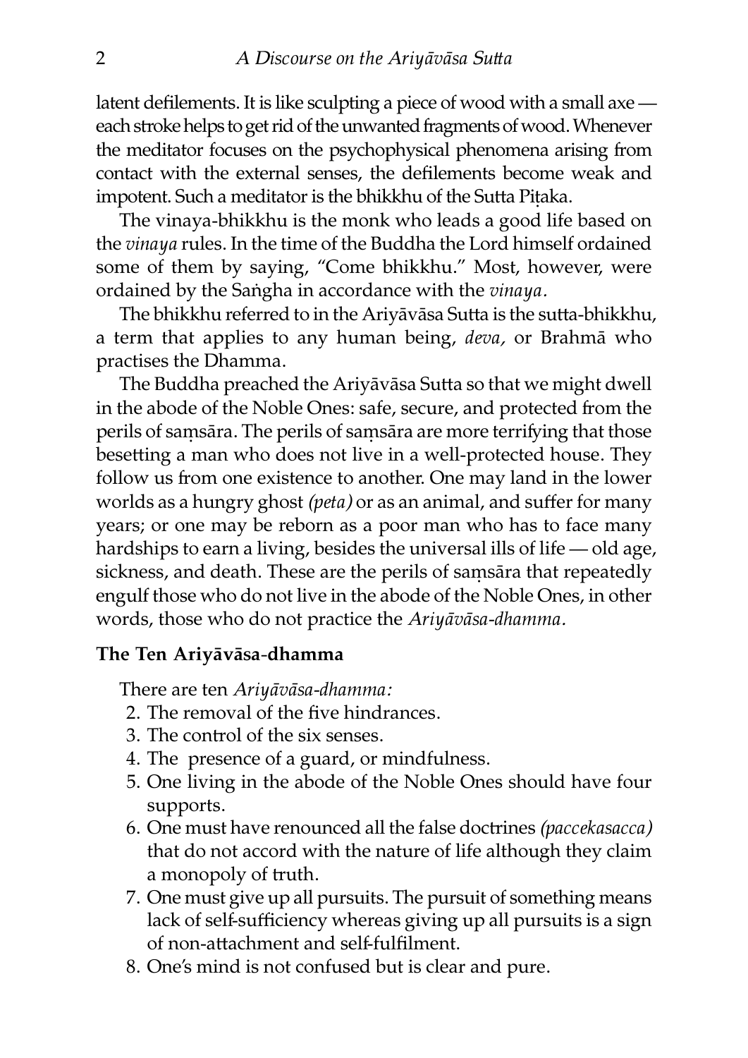latent defilements. It is like sculpting a piece of wood with a small axe — each stroke helps to get rid of the unwanted fragments of wood. Whenever the meditator focuses on the psychophysical phenomena arising from contact with the external senses, the defilements become weak and impotent. Such a meditator is the bhikkhu of the Sutta Piṭaka.

The vinaya-bhikkhu is the monk who leads a good life based on the *vinaya* rules. In the time of the Buddha the Lord himself ordained some of them by saying, "Come bhikkhu." Most, however, were ordained by the Saṅgha in accordance with the *vinaya.*

The bhikkhu referred to in the Ariyāvāsa Sutta is the sutta-bhikkhu, a term that applies to any human being, *deva,* or Brahmā who practises the Dhamma.

The Buddha preached the Ariyāvāsa Sutta so that we might dwell in the abode of the Noble Ones: safe, secure, and protected from the perils of saṃsāra. The perils of saṃsāra are more terrifying that those besetting a man who does not live in a well-protected house. They follow us from one existence to another. One may land in the lower worlds as a hungry ghost *(peta)* or as an animal, and suffer for many years; or one may be reborn as a poor man who has to face many hardships to earn a living, besides the universal ills of life — old age, sickness, and death. These are the perils of saṃsāra that repeatedly engulf those who do not live in the abode of the Noble Ones, in other words, those who do not practice the *Ariyāvāsa-dhamma.*

### The Ten Ariyāvāsa-dhamma

There are ten *Ariyāvāsa-dhamma:*

2. The removal of the five hindrances.
3. The control of the six senses.
4. The presence of a guard, or mindfulness.
5. One living in the abode of the Noble Ones should have four supports.
6. One must have renounced all the false doctrines *(paccekasacca)* that do not accord with the nature of life although they claim a monopoly of truth.
7. One must give up all pursuits. The pursuit of something means lack of self-sufficiency whereas giving up all pursuits is a sign of non-attachment and self-fulfilment.
8. One's mind is not confused but is clear and pure.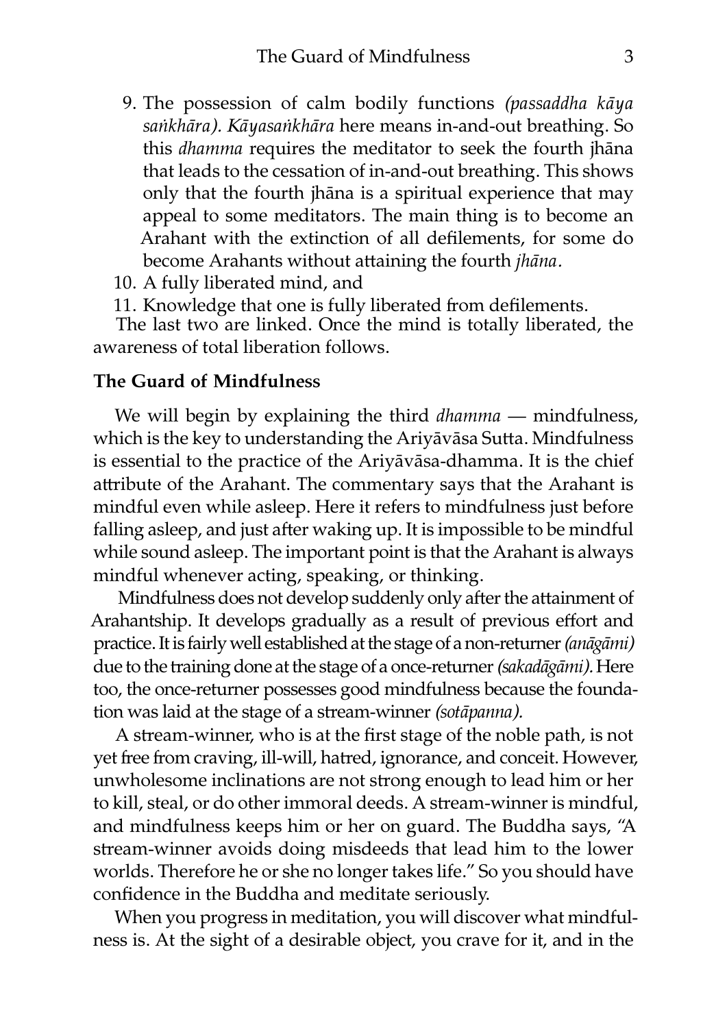9. The possession of calm bodily functions *(passaddha kāya saṅkhāra). Kāyasaṅkhāra* here means in-and-out breathing. So this *dhamma* requires the meditator to seek the fourth jhāna that leads to the cessation of in-and-out breathing. This shows only that the fourth jhāna is a spiritual experience that may appeal to some meditators. The main thing is to become an Arahant with the extinction of all defilements, for some do become Arahants without attaining the fourth *jhāna.*
10. A fully liberated mind, and
11. Knowledge that one is fully liberated from defilements.

The last two are linked. Once the mind is totally liberated, the awareness of total liberation follows.

**The Guard of Mindfulness**

We will begin by explaining the third *dhamma* — mindfulness, which is the key to understanding the Ariyāvāsa Sutta. Mindfulness is essential to the practice of the Ariyāvāsa-dhamma. It is the chief attribute of the Arahant. The commentary says that the Arahant is mindful even while asleep. Here it refers to mindfulness just before falling asleep, and just after waking up. It is impossible to be mindful while sound asleep. The important point is that the Arahant is always mindful whenever acting, speaking, or thinking.

Mindfulness does not develop suddenly only after the attainment of Arahantship. It develops gradually as a result of previous effort and practice. It is fairly well established at the stage of a non-returner *(anāgāmi)* due to the training done at the stage of a once-returner *(sakadāgāmi).* Here too, the once-returner possesses good mindfulness because the foundation was laid at the stage of a stream-winner *(sotāpanna).*

A stream-winner, who is at the first stage of the noble path, is not yet free from craving, ill-will, hatred, ignorance, and conceit. However, unwholesome inclinations are not strong enough to lead him or her to kill, steal, or do other immoral deeds. A stream-winner is mindful, and mindfulness keeps him or her on guard. The Buddha says, "A stream-winner avoids doing misdeeds that lead him to the lower worlds. Therefore he or she no longer takes life." So you should have confidence in the Buddha and meditate seriously.

When you progress in meditation, you will discover what mindfulness is. At the sight of a desirable object, you crave for it, and in the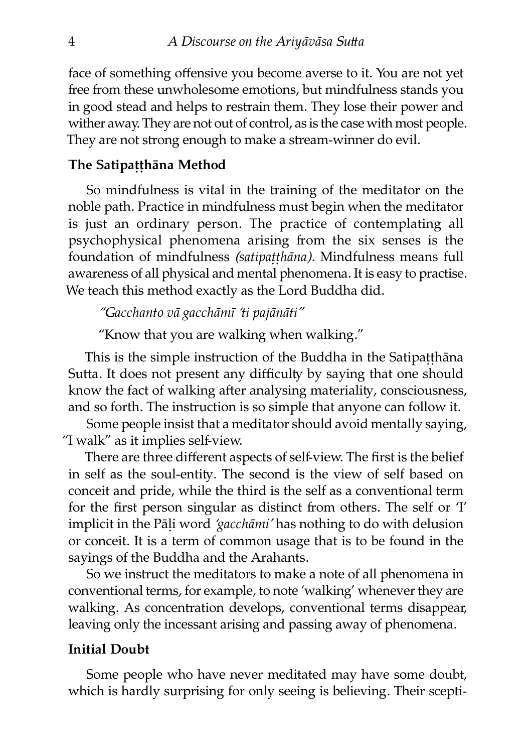face of something offensive you become averse to it. You are not yet free from these unwholesome emotions, but mindfulness stands you in good stead and helps to restrain them. They lose their power and wither away. They are not out of control, as is the case with most people. They are not strong enough to make a stream-winner do evil.

### The Satipaṭṭhāna Method

So mindfulness is vital in the training of the meditator on the noble path. Practice in mindfulness must begin when the meditator is just an ordinary person. The practice of contemplating all psychophysical phenomena arising from the six senses is the foundation of mindfulness *(satipaṭṭhāna).* Mindfulness means full awareness of all physical and mental phenomena. It is easy to practise. We teach this method exactly as the Lord Buddha did.

*"Gacchanto vā gacchāmī 'ti pajānāti"*

"Know that you are walking when walking."

This is the simple instruction of the Buddha in the Satipaṭṭhāna Sutta. It does not present any difficulty by saying that one should know the fact of walking after analysing materiality, consciousness, and so forth. The instruction is so simple that anyone can follow it.

Some people insist that a meditator should avoid mentally saying, "I walk" as it implies self-view.

There are three different aspects of self-view. The first is the belief in self as the soul-entity. The second is the view of self based on conceit and pride, while the third is the self as a conventional term for the first person singular as distinct from others. The self or 'I' implicit in the Pāḷi word *'gacchāmi'* has nothing to do with delusion or conceit. It is a term of common usage that is to be found in the sayings of the Buddha and the Arahants.

So we instruct the meditators to make a note of all phenomena in conventional terms, for example, to note 'walking' whenever they are walking. As concentration develops, conventional terms disappear, leaving only the incessant arising and passing away of phenomena.

### Initial Doubt

Some people who have never meditated may have some doubt, which is hardly surprising for only seeing is believing. Their scepti-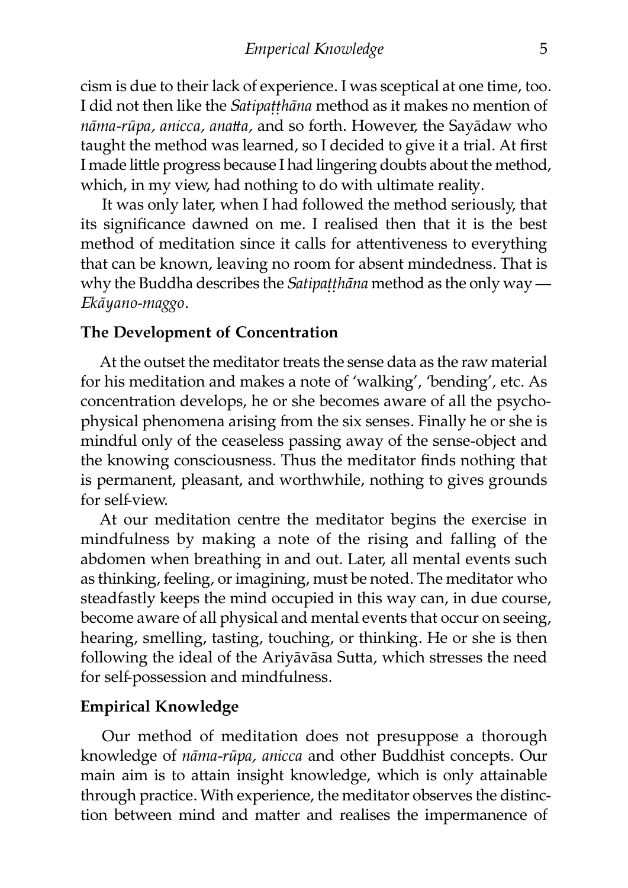cism is due to their lack of experience. I was sceptical at one time, too. I did not then like the *Satipaṭṭhāna* method as it makes no mention of *nāma-rūpa, anicca, anatta,* and so forth. However, the Sayādaw who taught the method was learned, so I decided to give it a trial. At first I made little progress because I had lingering doubts about the method, which, in my view, had nothing to do with ultimate reality.

It was only later, when I had followed the method seriously, that its significance dawned on me. I realised then that it is the best method of meditation since it calls for attentiveness to everything that can be known, leaving no room for absent mindedness. That is why the Buddha describes the *Satipaṭṭhāna* method as the only way — *Ekāyano-maggo*.

### The Development of Concentration

At the outset the meditator treats the sense data as the raw material for his meditation and makes a note of 'walking', 'bending', etc. As concentration develops, he or she becomes aware of all the psycho-physical phenomena arising from the six senses. Finally he or she is mindful only of the ceaseless passing away of the sense-object and the knowing consciousness. Thus the meditator finds nothing that is permanent, pleasant, and worthwhile, nothing to gives grounds for self-view.

At our meditation centre the meditator begins the exercise in mindfulness by making a note of the rising and falling of the abdomen when breathing in and out. Later, all mental events such as thinking, feeling, or imagining, must be noted. The meditator who steadfastly keeps the mind occupied in this way can, in due course, become aware of all physical and mental events that occur on seeing, hearing, smelling, tasting, touching, or thinking. He or she is then following the ideal of the Ariyāvāsa Sutta, which stresses the need for self-possession and mindfulness.

### Empirical Knowledge

Our method of meditation does not presuppose a thorough knowledge of *nāma-rūpa, anicca* and other Buddhist concepts. Our main aim is to attain insight knowledge, which is only attainable through practice. With experience, the meditator observes the distinction between mind and matter and realises the impermanence of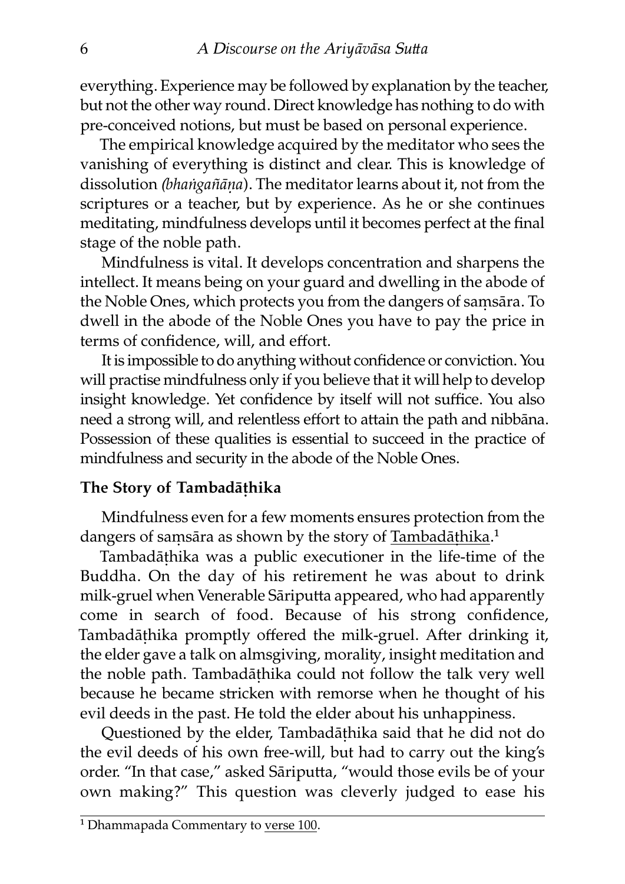everything. Experience may be followed by explanation by the teacher, but not the other way round. Direct knowledge has nothing to do with pre-conceived notions, but must be based on personal experience.

The empirical knowledge acquired by the meditator who sees the vanishing of everything is distinct and clear. This is knowledge of dissolution *(bhaṅgañāṇa)*. The meditator learns about it, not from the scriptures or a teacher, but by experience. As he or she continues meditating, mindfulness develops until it becomes perfect at the final stage of the noble path.

Mindfulness is vital. It develops concentration and sharpens the intellect. It means being on your guard and dwelling in the abode of the Noble Ones, which protects you from the dangers of saṃsāra. To dwell in the abode of the Noble Ones you have to pay the price in terms of confidence, will, and effort.

It is impossible to do anything without confidence or conviction. You will practise mindfulness only if you believe that it will help to develop insight knowledge. Yet confidence by itself will not suffice. You also need a strong will, and relentless effort to attain the path and nibbāna. Possession of these qualities is essential to succeed in the practice of mindfulness and security in the abode of the Noble Ones.

### The Story of Tambadāṭhika

Mindfulness even for a few moments ensures protection from the dangers of saṃsāra as shown by the story of Tambadāṭhika.[1]

Tambadāṭhika was a public executioner in the life-time of the Buddha. On the day of his retirement he was about to drink milk-gruel when Venerable Sāriputta appeared, who had apparently come in search of food. Because of his strong confidence, Tambadāṭhika promptly offered the milk-gruel. After drinking it, the elder gave a talk on almsgiving, morality, insight meditation and the noble path. Tambadāṭhika could not follow the talk very well because he became stricken with remorse when he thought of his evil deeds in the past. He told the elder about his unhappiness.

Questioned by the elder, Tambadāṭhika said that he did not do the evil deeds of his own free-will, but had to carry out the king's order. "In that case," asked Sāriputta, "would those evils be of your own making?" This question was cleverly judged to ease his

---

[1] Dhammapada Commentary to verse 100.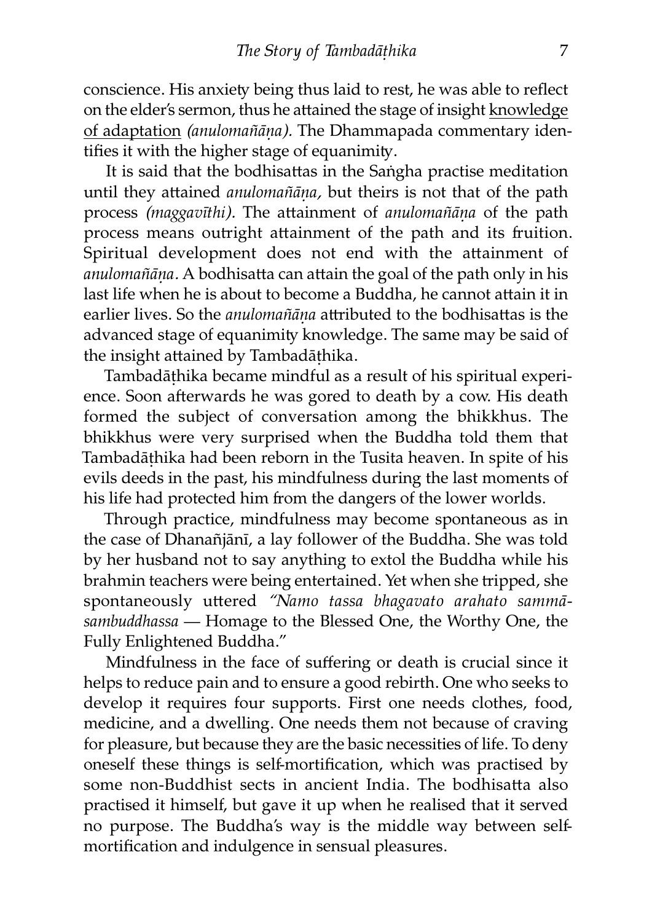conscience. His anxiety being thus laid to rest, he was able to reflect on the elder's sermon, thus he attained the stage of insight knowledge of adaptation *(anulomañāṇa).* The Dhammapada commentary identifies it with the higher stage of equanimity.

It is said that the bodhisattas in the Saṅgha practise meditation until they attained *anulomañāṇa,* but theirs is not that of the path process *(maggavīthi).* The attainment of *anulomañāṇa* of the path process means outright attainment of the path and its fruition. Spiritual development does not end with the attainment of *anulomañāṇa*. A bodhisatta can attain the goal of the path only in his last life when he is about to become a Buddha, he cannot attain it in earlier lives. So the *anulomañāṇa* attributed to the bodhisattas is the advanced stage of equanimity knowledge. The same may be said of the insight attained by Tambadāṭhika.

Tambadāṭhika became mindful as a result of his spiritual experience. Soon afterwards he was gored to death by a cow. His death formed the subject of conversation among the bhikkhus. The bhikkhus were very surprised when the Buddha told them that Tambadāṭhika had been reborn in the Tusita heaven. In spite of his evils deeds in the past, his mindfulness during the last moments of his life had protected him from the dangers of the lower worlds.

Through practice, mindfulness may become spontaneous as in the case of Dhanañjānī, a lay follower of the Buddha. She was told by her husband not to say anything to extol the Buddha while his brahmin teachers were being entertained. Yet when she tripped, she spontaneously uttered *"Namo tassa bhagavato arahato sammāsambuddhassa* — Homage to the Blessed One, the Worthy One, the Fully Enlightened Buddha."

Mindfulness in the face of suffering or death is crucial since it helps to reduce pain and to ensure a good rebirth. One who seeks to develop it requires four supports. First one needs clothes, food, medicine, and a dwelling. One needs them not because of craving for pleasure, but because they are the basic necessities of life. To deny oneself these things is self-mortification, which was practised by some non-Buddhist sects in ancient India. The bodhisatta also practised it himself, but gave it up when he realised that it served no purpose. The Buddha's way is the middle way between self-mortification and indulgence in sensual pleasures.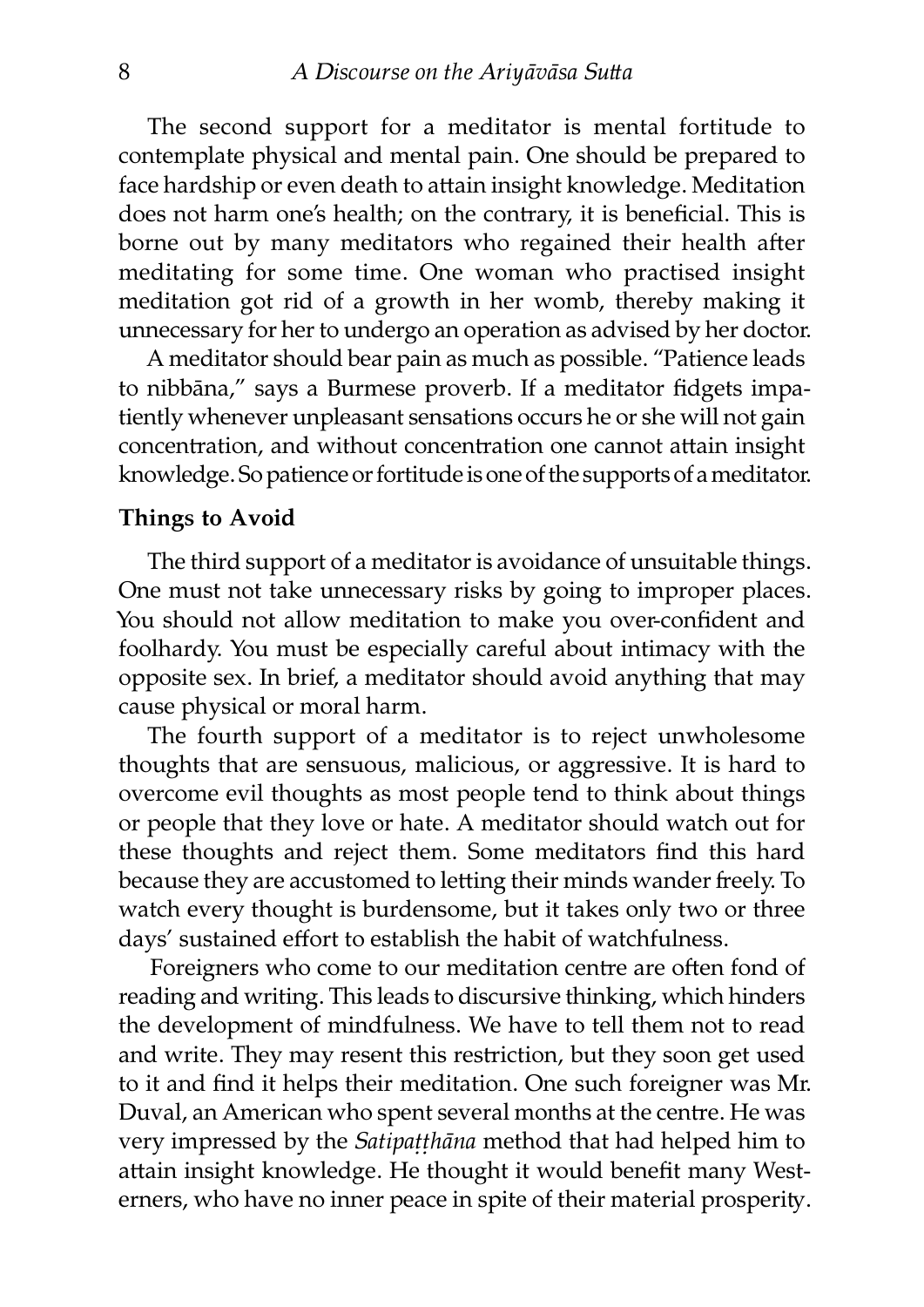The second support for a meditator is mental fortitude to contemplate physical and mental pain. One should be prepared to face hardship or even death to attain insight knowledge. Meditation does not harm one's health; on the contrary, it is beneficial. This is borne out by many meditators who regained their health after meditating for some time. One woman who practised insight meditation got rid of a growth in her womb, thereby making it unnecessary for her to undergo an operation as advised by her doctor.

A meditator should bear pain as much as possible. "Patience leads to nibbāna," says a Burmese proverb. If a meditator fidgets impatiently whenever unpleasant sensations occurs he or she will not gain concentration, and without concentration one cannot attain insight knowledge. So patience or fortitude is one of the supports of a meditator.

### Things to Avoid

The third support of a meditator is avoidance of unsuitable things. One must not take unnecessary risks by going to improper places. You should not allow meditation to make you over-confident and foolhardy. You must be especially careful about intimacy with the opposite sex. In brief, a meditator should avoid anything that may cause physical or moral harm.

The fourth support of a meditator is to reject unwholesome thoughts that are sensuous, malicious, or aggressive. It is hard to overcome evil thoughts as most people tend to think about things or people that they love or hate. A meditator should watch out for these thoughts and reject them. Some meditators find this hard because they are accustomed to letting their minds wander freely. To watch every thought is burdensome, but it takes only two or three days' sustained effort to establish the habit of watchfulness.

Foreigners who come to our meditation centre are often fond of reading and writing. This leads to discursive thinking, which hinders the development of mindfulness. We have to tell them not to read and write. They may resent this restriction, but they soon get used to it and find it helps their meditation. One such foreigner was Mr. Duval, an American who spent several months at the centre. He was very impressed by the *Satipaṭṭhāna* method that had helped him to attain insight knowledge. He thought it would benefit many Westerners, who have no inner peace in spite of their material prosperity.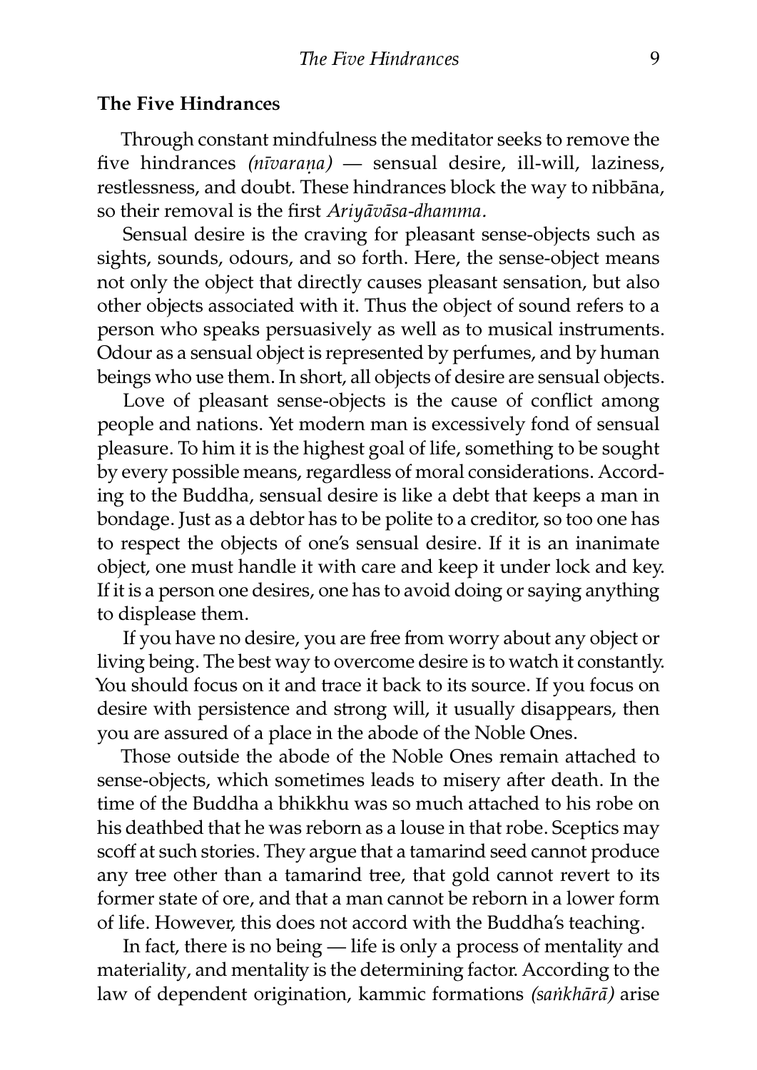## The Five Hindrances

Through constant mindfulness the meditator seeks to remove the five hindrances *(nīvaraṇa)* — sensual desire, ill-will, laziness, restlessness, and doubt. These hindrances block the way to nibbāna, so their removal is the first *Ariyāvāsa-dhamma.*

Sensual desire is the craving for pleasant sense-objects such as sights, sounds, odours, and so forth. Here, the sense-object means not only the object that directly causes pleasant sensation, but also other objects associated with it. Thus the object of sound refers to a person who speaks persuasively as well as to musical instruments. Odour as a sensual object is represented by perfumes, and by human beings who use them. In short, all objects of desire are sensual objects.

Love of pleasant sense-objects is the cause of conflict among people and nations. Yet modern man is excessively fond of sensual pleasure. To him it is the highest goal of life, something to be sought by every possible means, regardless of moral considerations. According to the Buddha, sensual desire is like a debt that keeps a man in bondage. Just as a debtor has to be polite to a creditor, so too one has to respect the objects of one's sensual desire. If it is an inanimate object, one must handle it with care and keep it under lock and key. If it is a person one desires, one has to avoid doing or saying anything to displease them.

If you have no desire, you are free from worry about any object or living being. The best way to overcome desire is to watch it constantly. You should focus on it and trace it back to its source. If you focus on desire with persistence and strong will, it usually disappears, then you are assured of a place in the abode of the Noble Ones.

Those outside the abode of the Noble Ones remain attached to sense-objects, which sometimes leads to misery after death. In the time of the Buddha a bhikkhu was so much attached to his robe on his deathbed that he was reborn as a louse in that robe. Sceptics may scoff at such stories. They argue that a tamarind seed cannot produce any tree other than a tamarind tree, that gold cannot revert to its former state of ore, and that a man cannot be reborn in a lower form of life. However, this does not accord with the Buddha's teaching.

In fact, there is no being — life is only a process of mentality and materiality, and mentality is the determining factor. According to the law of dependent origination, kammic formations *(saṅkhārā)* arise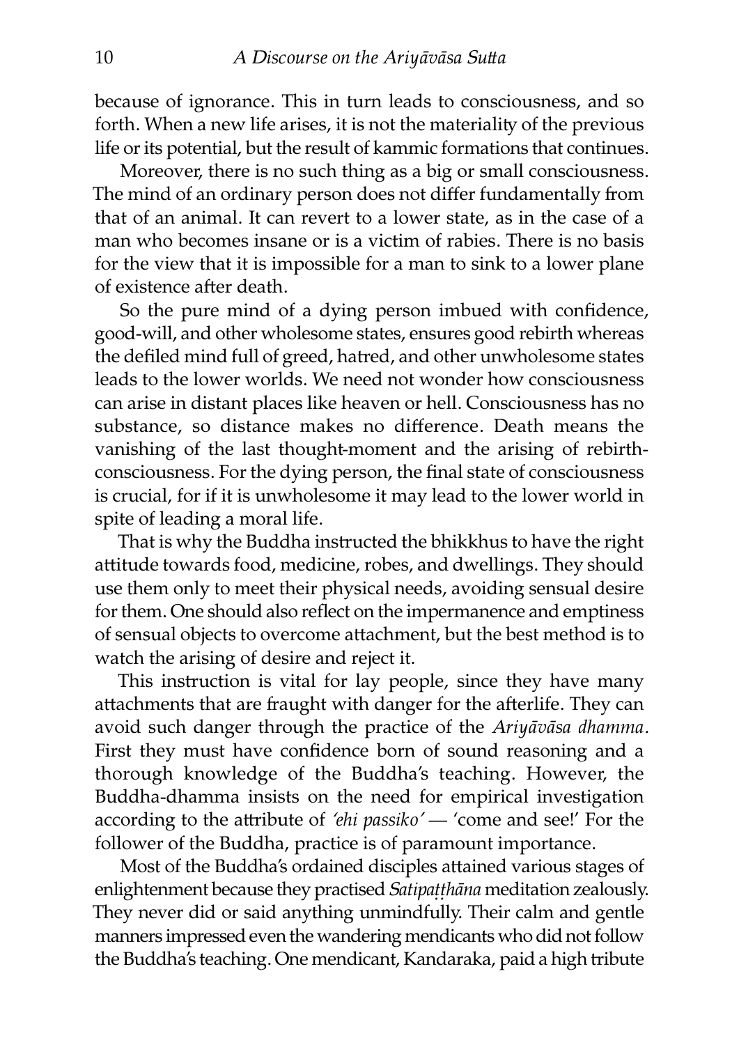because of ignorance. This in turn leads to consciousness, and so forth. When a new life arises, it is not the materiality of the previous life or its potential, but the result of kammic formations that continues.

Moreover, there is no such thing as a big or small consciousness. The mind of an ordinary person does not differ fundamentally from that of an animal. It can revert to a lower state, as in the case of a man who becomes insane or is a victim of rabies. There is no basis for the view that it is impossible for a man to sink to a lower plane of existence after death.

So the pure mind of a dying person imbued with confidence, good-will, and other wholesome states, ensures good rebirth whereas the defiled mind full of greed, hatred, and other unwholesome states leads to the lower worlds. We need not wonder how consciousness can arise in distant places like heaven or hell. Consciousness has no substance, so distance makes no difference. Death means the vanishing of the last thought-moment and the arising of rebirth-consciousness. For the dying person, the final state of consciousness is crucial, for if it is unwholesome it may lead to the lower world in spite of leading a moral life.

That is why the Buddha instructed the bhikkhus to have the right attitude towards food, medicine, robes, and dwellings. They should use them only to meet their physical needs, avoiding sensual desire for them. One should also reflect on the impermanence and emptiness of sensual objects to overcome attachment, but the best method is to watch the arising of desire and reject it.

This instruction is vital for lay people, since they have many attachments that are fraught with danger for the afterlife. They can avoid such danger through the practice of the *Ariyāvāsa dhamma.* First they must have confidence born of sound reasoning and a thorough knowledge of the Buddha's teaching. However, the Buddha-dhamma insists on the need for empirical investigation according to the attribute of *'ehi passiko'* — 'come and see!' For the follower of the Buddha, practice is of paramount importance.

Most of the Buddha's ordained disciples attained various stages of enlightenment because they practised *Satipaṭṭhāna* meditation zealously. They never did or said anything unmindfully. Their calm and gentle manners impressed even the wandering mendicants who did not follow the Buddha's teaching. One mendicant, Kandaraka, paid a high tribute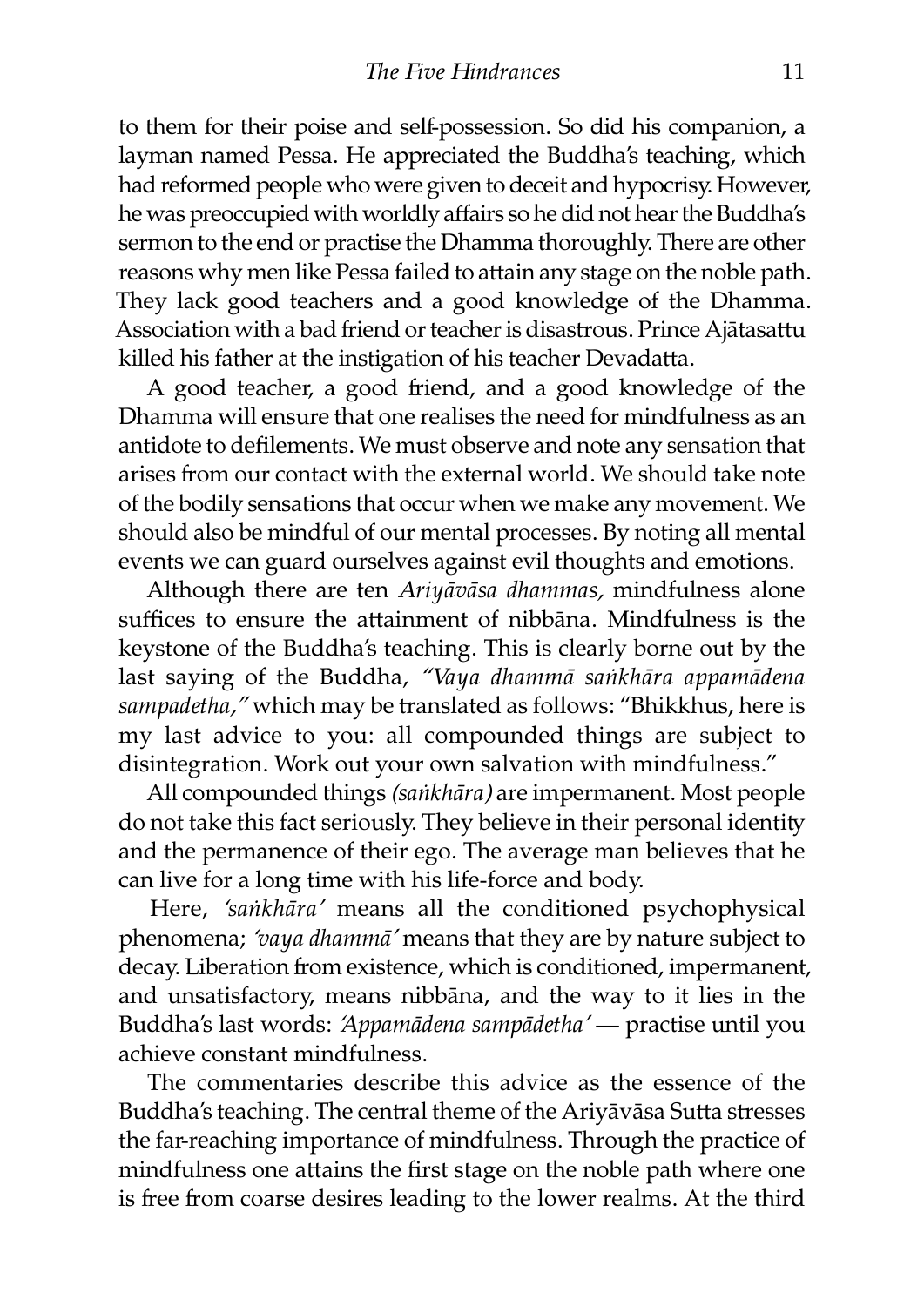to them for their poise and self-possession. So did his companion, a layman named Pessa. He appreciated the Buddha's teaching, which had reformed people who were given to deceit and hypocrisy. However, he was preoccupied with worldly affairs so he did not hear the Buddha's sermon to the end or practise the Dhamma thoroughly. There are other reasons why men like Pessa failed to attain any stage on the noble path. They lack good teachers and a good knowledge of the Dhamma. Association with a bad friend or teacher is disastrous. Prince Ajātasattu killed his father at the instigation of his teacher Devadatta.

A good teacher, a good friend, and a good knowledge of the Dhamma will ensure that one realises the need for mindfulness as an antidote to defilements. We must observe and note any sensation that arises from our contact with the external world. We should take note of the bodily sensations that occur when we make any movement. We should also be mindful of our mental processes. By noting all mental events we can guard ourselves against evil thoughts and emotions.

Although there are ten *Ariyāvāsa dhammas,* mindfulness alone suffices to ensure the attainment of nibbāna. Mindfulness is the keystone of the Buddha's teaching. This is clearly borne out by the last saying of the Buddha, *"Vaya dhammā saṅkhāra appamādena sampadetha,"* which may be translated as follows: "Bhikkhus, here is my last advice to you: all compounded things are subject to disintegration. Work out your own salvation with mindfulness."

All compounded things *(saṅkhāra)* are impermanent. Most people do not take this fact seriously. They believe in their personal identity and the permanence of their ego. The average man believes that he can live for a long time with his life-force and body.

Here, *'saṅkhāra'* means all the conditioned psychophysical phenomena; *'vaya dhammā'* means that they are by nature subject to decay. Liberation from existence, which is conditioned, impermanent, and unsatisfactory, means nibbāna, and the way to it lies in the Buddha's last words: *'Appamādena sampādetha'* — practise until you achieve constant mindfulness.

The commentaries describe this advice as the essence of the Buddha's teaching. The central theme of the Ariyāvāsa Sutta stresses the far-reaching importance of mindfulness. Through the practice of mindfulness one attains the first stage on the noble path where one is free from coarse desires leading to the lower realms. At the third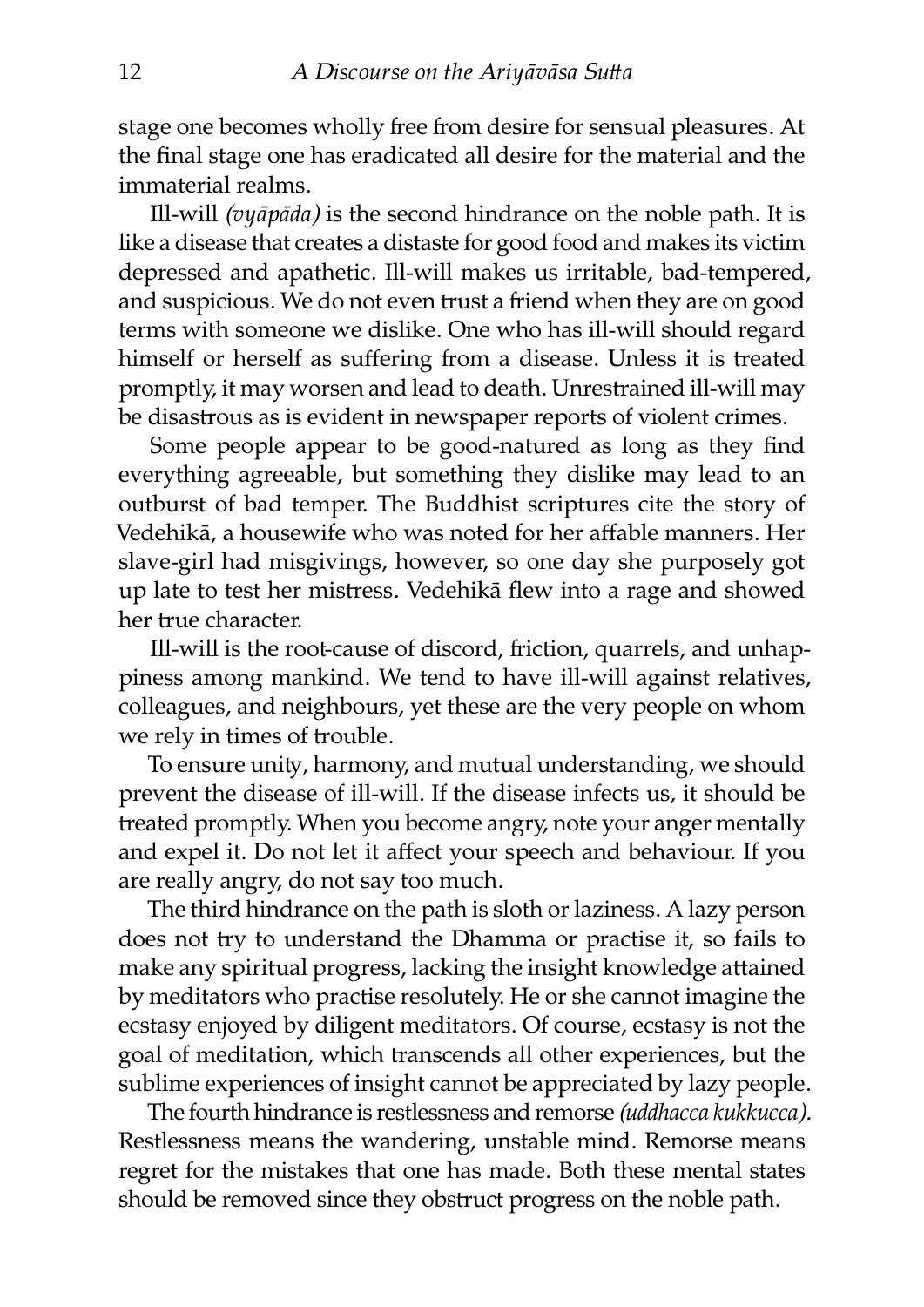stage one becomes wholly free from desire for sensual pleasures. At the final stage one has eradicated all desire for the material and the immaterial realms.

Ill-will *(vyāpāda)* is the second hindrance on the noble path. It is like a disease that creates a distaste for good food and makes its victim depressed and apathetic. Ill-will makes us irritable, bad-tempered, and suspicious. We do not even trust a friend when they are on good terms with someone we dislike. One who has ill-will should regard himself or herself as suffering from a disease. Unless it is treated promptly, it may worsen and lead to death. Unrestrained ill-will may be disastrous as is evident in newspaper reports of violent crimes.

Some people appear to be good-natured as long as they find everything agreeable, but something they dislike may lead to an outburst of bad temper. The Buddhist scriptures cite the story of Vedehikā, a housewife who was noted for her affable manners. Her slave-girl had misgivings, however, so one day she purposely got up late to test her mistress. Vedehikā flew into a rage and showed her true character.

Ill-will is the root-cause of discord, friction, quarrels, and unhappiness among mankind. We tend to have ill-will against relatives, colleagues, and neighbours, yet these are the very people on whom we rely in times of trouble.

To ensure unity, harmony, and mutual understanding, we should prevent the disease of ill-will. If the disease infects us, it should be treated promptly. When you become angry, note your anger mentally and expel it. Do not let it affect your speech and behaviour. If you are really angry, do not say too much.

The third hindrance on the path is sloth or laziness. A lazy person does not try to understand the Dhamma or practise it, so fails to make any spiritual progress, lacking the insight knowledge attained by meditators who practise resolutely. He or she cannot imagine the ecstasy enjoyed by diligent meditators. Of course, ecstasy is not the goal of meditation, which transcends all other experiences, but the sublime experiences of insight cannot be appreciated by lazy people.

The fourth hindrance is restlessness and remorse *(uddhacca kukkucca).* Restlessness means the wandering, unstable mind. Remorse means regret for the mistakes that one has made. Both these mental states should be removed since they obstruct progress on the noble path.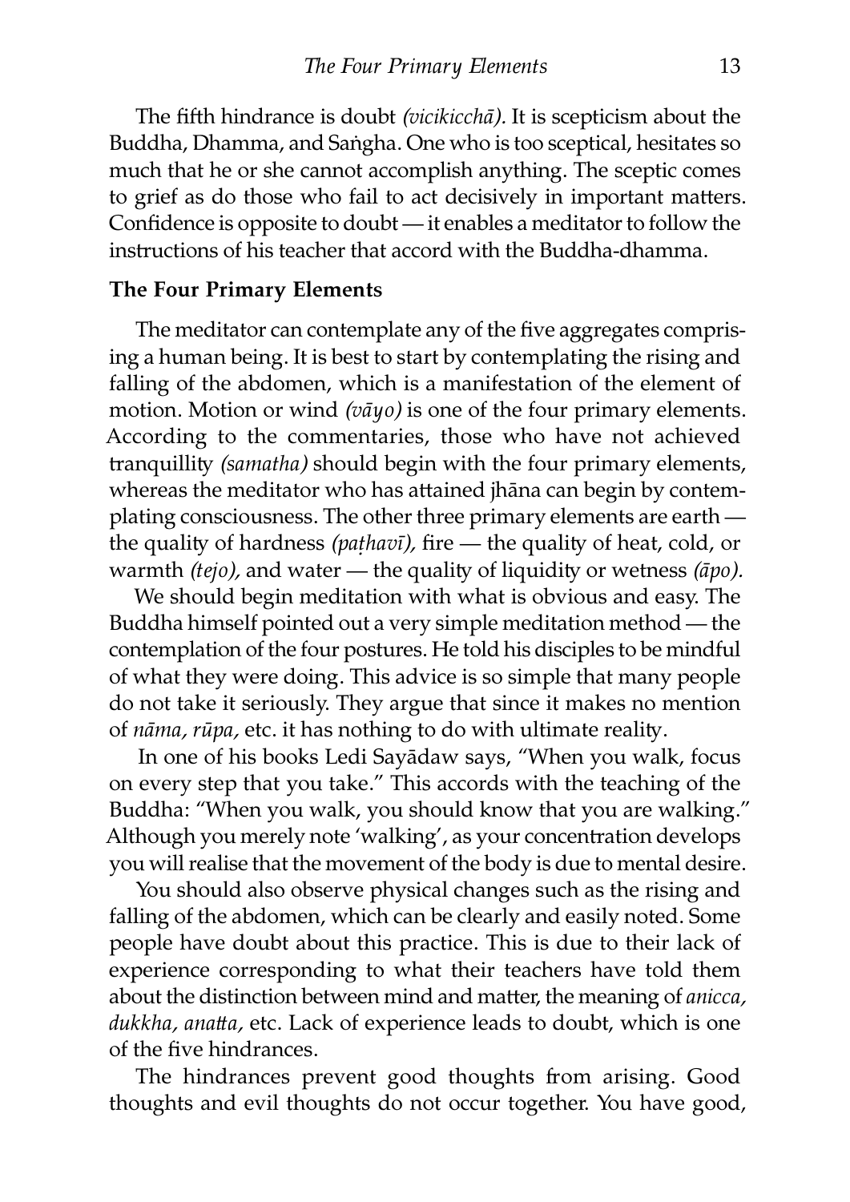The fifth hindrance is doubt *(vicikicchā)*. It is scepticism about the Buddha, Dhamma, and Saṅgha. One who is too sceptical, hesitates so much that he or she cannot accomplish anything. The sceptic comes to grief as do those who fail to act decisively in important matters. Confidence is opposite to doubt — it enables a meditator to follow the instructions of his teacher that accord with the Buddha-dhamma.

### The Four Primary Elements

The meditator can contemplate any of the five aggregates comprising a human being. It is best to start by contemplating the rising and falling of the abdomen, which is a manifestation of the element of motion. Motion or wind *(vāyo)* is one of the four primary elements. According to the commentaries, those who have not achieved tranquillity *(samatha)* should begin with the four primary elements, whereas the meditator who has attained jhāna can begin by contemplating consciousness. The other three primary elements are earth — the quality of hardness *(paṭhavī)*, fire — the quality of heat, cold, or warmth *(tejo)*, and water — the quality of liquidity or wetness *(āpo)*.

We should begin meditation with what is obvious and easy. The Buddha himself pointed out a very simple meditation method — the contemplation of the four postures. He told his disciples to be mindful of what they were doing. This advice is so simple that many people do not take it seriously. They argue that since it makes no mention of *nāma, rūpa*, etc. it has nothing to do with ultimate reality.

In one of his books Ledi Sayādaw says, "When you walk, focus on every step that you take." This accords with the teaching of the Buddha: "When you walk, you should know that you are walking." Although you merely note 'walking', as your concentration develops you will realise that the movement of the body is due to mental desire.

You should also observe physical changes such as the rising and falling of the abdomen, which can be clearly and easily noted. Some people have doubt about this practice. This is due to their lack of experience corresponding to what their teachers have told them about the distinction between mind and matter, the meaning of *anicca, dukkha, anatta*, etc. Lack of experience leads to doubt, which is one of the five hindrances.

The hindrances prevent good thoughts from arising. Good thoughts and evil thoughts do not occur together. You have good,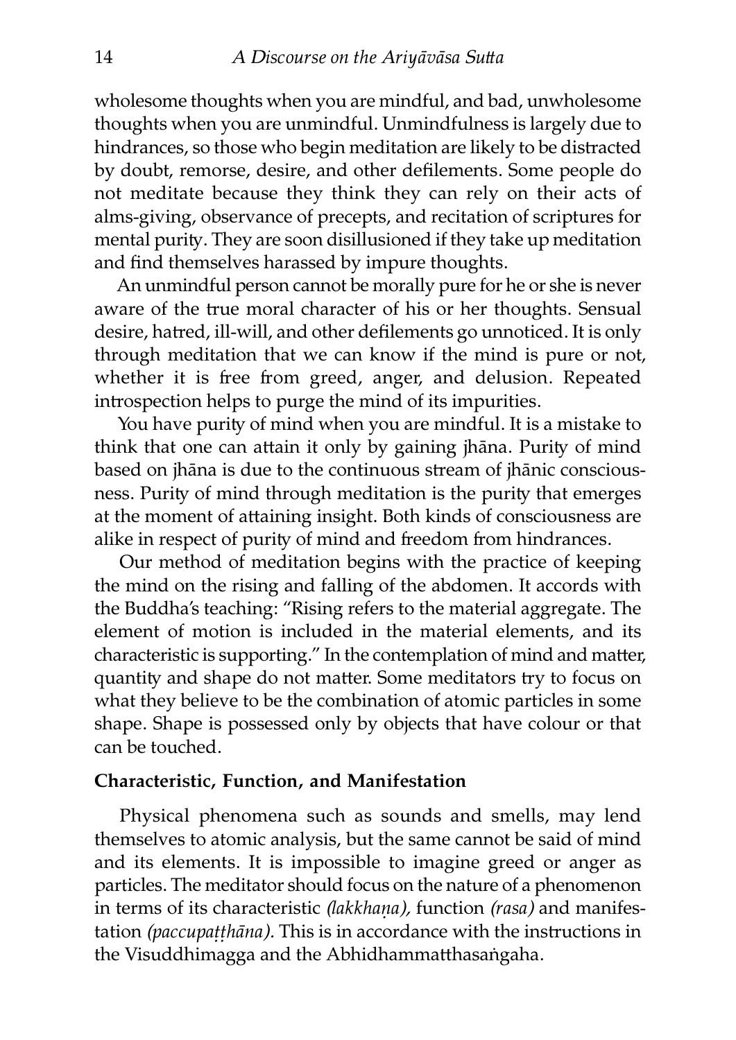wholesome thoughts when you are mindful, and bad, unwholesome thoughts when you are unmindful. Unmindfulness is largely due to hindrances, so those who begin meditation are likely to be distracted by doubt, remorse, desire, and other defilements. Some people do not meditate because they think they can rely on their acts of alms-giving, observance of precepts, and recitation of scriptures for mental purity. They are soon disillusioned if they take up meditation and find themselves harassed by impure thoughts.

An unmindful person cannot be morally pure for he or she is never aware of the true moral character of his or her thoughts. Sensual desire, hatred, ill-will, and other defilements go unnoticed. It is only through meditation that we can know if the mind is pure or not, whether it is free from greed, anger, and delusion. Repeated introspection helps to purge the mind of its impurities.

You have purity of mind when you are mindful. It is a mistake to think that one can attain it only by gaining jhāna. Purity of mind based on jhāna is due to the continuous stream of jhānic consciousness. Purity of mind through meditation is the purity that emerges at the moment of attaining insight. Both kinds of consciousness are alike in respect of purity of mind and freedom from hindrances.

Our method of meditation begins with the practice of keeping the mind on the rising and falling of the abdomen. It accords with the Buddha's teaching: "Rising refers to the material aggregate. The element of motion is included in the material elements, and its characteristic is supporting." In the contemplation of mind and matter, quantity and shape do not matter. Some meditators try to focus on what they believe to be the combination of atomic particles in some shape. Shape is possessed only by objects that have colour or that can be touched.

## Characteristic, Function, and Manifestation

Physical phenomena such as sounds and smells, may lend themselves to atomic analysis, but the same cannot be said of mind and its elements. It is impossible to imagine greed or anger as particles. The meditator should focus on the nature of a phenomenon in terms of its characteristic *(lakkhaṇa),* function *(rasa)* and manifestation *(paccupaṭṭhāna).* This is in accordance with the instructions in the Visuddhimagga and the Abhidhammatthasaṅgaha.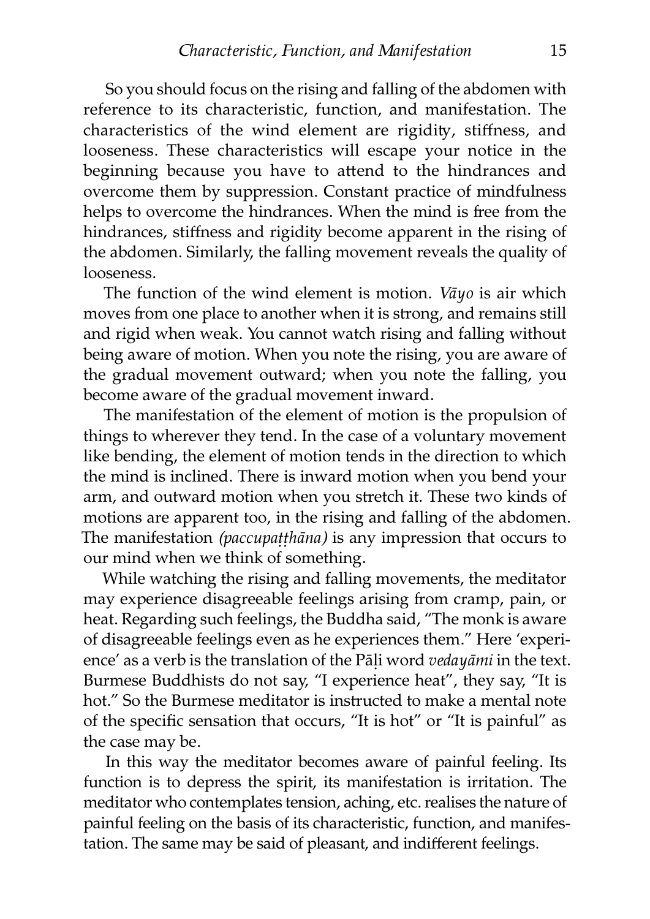So you should focus on the rising and falling of the abdomen with reference to its characteristic, function, and manifestation. The characteristics of the wind element are rigidity, stiffness, and looseness. These characteristics will escape your notice in the beginning because you have to attend to the hindrances and overcome them by suppression. Constant practice of mindfulness helps to overcome the hindrances. When the mind is free from the hindrances, stiffness and rigidity become apparent in the rising of the abdomen. Similarly, the falling movement reveals the quality of looseness.

The function of the wind element is motion. *Vāyo* is air which moves from one place to another when it is strong, and remains still and rigid when weak. You cannot watch rising and falling without being aware of motion. When you note the rising, you are aware of the gradual movement outward; when you note the falling, you become aware of the gradual movement inward.

The manifestation of the element of motion is the propulsion of things to wherever they tend. In the case of a voluntary movement like bending, the element of motion tends in the direction to which the mind is inclined. There is inward motion when you bend your arm, and outward motion when you stretch it. These two kinds of motions are apparent too, in the rising and falling of the abdomen. The manifestation *(paccupaṭṭhāna)* is any impression that occurs to our mind when we think of something.

While watching the rising and falling movements, the meditator may experience disagreeable feelings arising from cramp, pain, or heat. Regarding such feelings, the Buddha said, "The monk is aware of disagreeable feelings even as he experiences them." Here 'experience' as a verb is the translation of the Pāḷi word *vedayāmi* in the text. Burmese Buddhists do not say, "I experience heat", they say, "It is hot." So the Burmese meditator is instructed to make a mental note of the specific sensation that occurs, "It is hot" or "It is painful" as the case may be.

In this way the meditator becomes aware of painful feeling. Its function is to depress the spirit, its manifestation is irritation. The meditator who contemplates tension, aching, etc. realises the nature of painful feeling on the basis of its characteristic, function, and manifestation. The same may be said of pleasant, and indifferent feelings.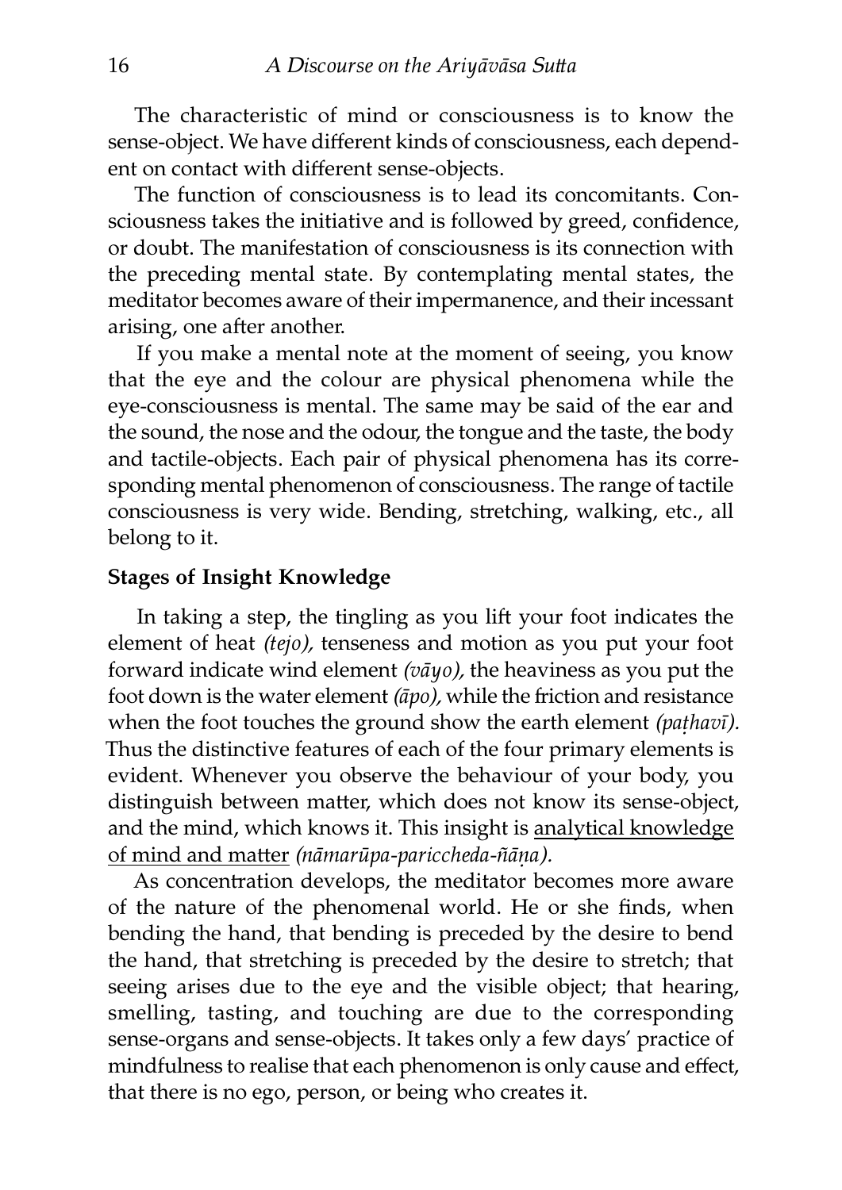The characteristic of mind or consciousness is to know the sense-object. We have different kinds of consciousness, each dependent on contact with different sense-objects.

The function of consciousness is to lead its concomitants. Consciousness takes the initiative and is followed by greed, confidence, or doubt. The manifestation of consciousness is its connection with the preceding mental state. By contemplating mental states, the meditator becomes aware of their impermanence, and their incessant arising, one after another.

If you make a mental note at the moment of seeing, you know that the eye and the colour are physical phenomena while the eye-consciousness is mental. The same may be said of the ear and the sound, the nose and the odour, the tongue and the taste, the body and tactile-objects. Each pair of physical phenomena has its corresponding mental phenomenon of consciousness. The range of tactile consciousness is very wide. Bending, stretching, walking, etc., all belong to it.

### Stages of Insight Knowledge

In taking a step, the tingling as you lift your foot indicates the element of heat *(tejo),* tenseness and motion as you put your foot forward indicate wind element *(vāyo),* the heaviness as you put the foot down is the water element *(āpo),* while the friction and resistance when the foot touches the ground show the earth element *(paṭhavī).* Thus the distinctive features of each of the four primary elements is evident. Whenever you observe the behaviour of your body, you distinguish between matter, which does not know its sense-object, and the mind, which knows it. This insight is <u>analytical knowledge of mind and matter</u> *(nāmarūpa-pariccheda-ñāṇa).*

As concentration develops, the meditator becomes more aware of the nature of the phenomenal world. He or she finds, when bending the hand, that bending is preceded by the desire to bend the hand, that stretching is preceded by the desire to stretch; that seeing arises due to the eye and the visible object; that hearing, smelling, tasting, and touching are due to the corresponding sense-organs and sense-objects. It takes only a few days' practice of mindfulness to realise that each phenomenon is only cause and effect, that there is no ego, person, or being who creates it.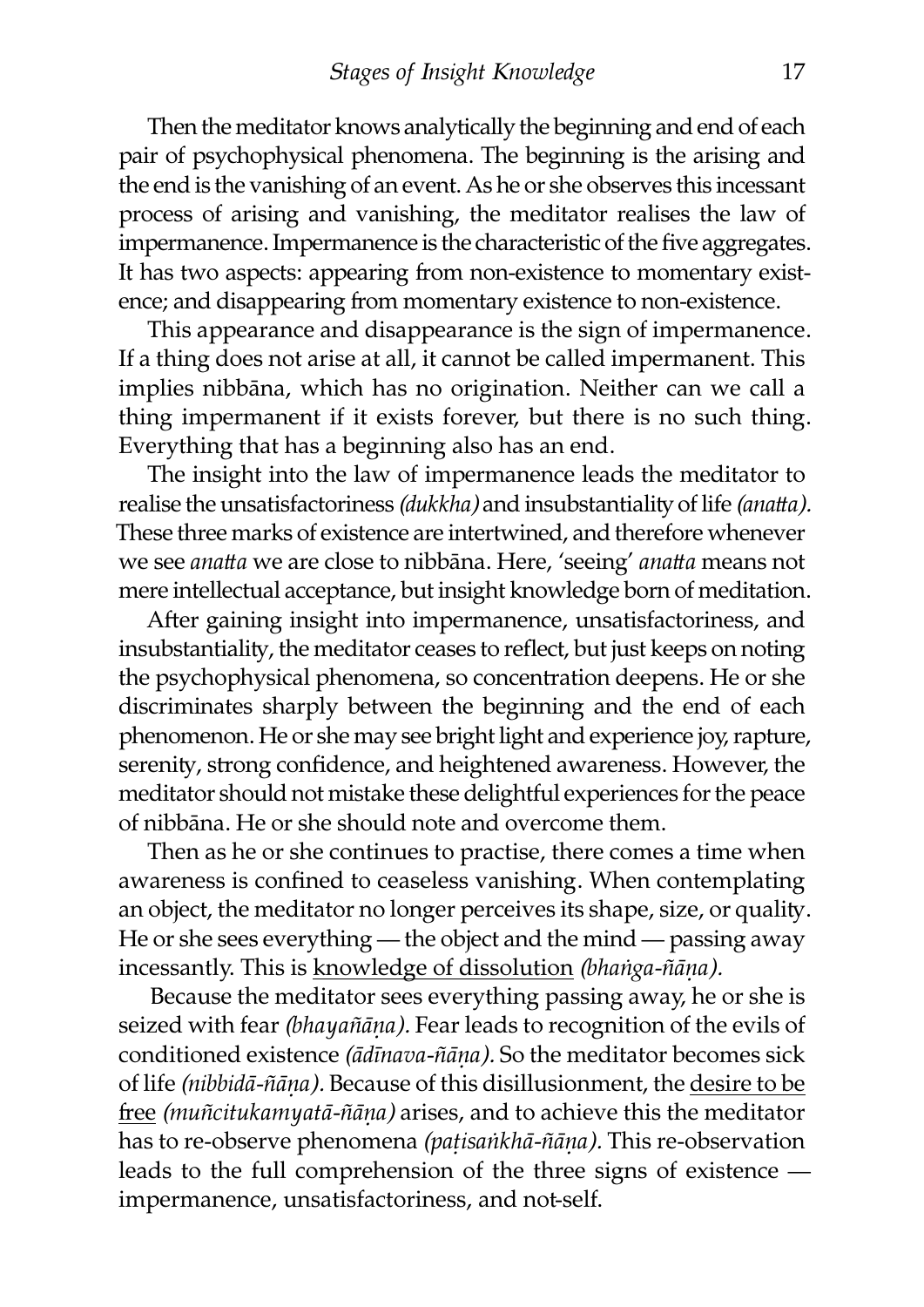Then the meditator knows analytically the beginning and end of each pair of psychophysical phenomena. The beginning is the arising and the end is the vanishing of an event. As he or she observes this incessant process of arising and vanishing, the meditator realises the law of impermanence. Impermanence is the characteristic of the five aggregates. It has two aspects: appearing from non-existence to momentary existence; and disappearing from momentary existence to non-existence.

This appearance and disappearance is the sign of impermanence. If a thing does not arise at all, it cannot be called impermanent. This implies nibbāna, which has no origination. Neither can we call a thing impermanent if it exists forever, but there is no such thing. Everything that has a beginning also has an end.

The insight into the law of impermanence leads the meditator to realise the unsatisfactoriness *(dukkha)* and insubstantiality of life *(anatta)*. These three marks of existence are intertwined, and therefore whenever we see *anatta* we are close to nibbāna. Here, 'seeing' *anatta* means not mere intellectual acceptance, but insight knowledge born of meditation.

After gaining insight into impermanence, unsatisfactoriness, and insubstantiality, the meditator ceases to reflect, but just keeps on noting the psychophysical phenomena, so concentration deepens. He or she discriminates sharply between the beginning and the end of each phenomenon. He or she may see bright light and experience joy, rapture, serenity, strong confidence, and heightened awareness. However, the meditator should not mistake these delightful experiences for the peace of nibbāna. He or she should note and overcome them.

Then as he or she continues to practise, there comes a time when awareness is confined to ceaseless vanishing. When contemplating an object, the meditator no longer perceives its shape, size, or quality. He or she sees everything — the object and the mind — passing away incessantly. This is <u>knowledge of dissolution</u> *(bhaṅga-ñāṇa).*

Because the meditator sees everything passing away, he or she is seized with fear *(bhayañāṇa).* Fear leads to recognition of the evils of conditioned existence *(ādīnava-ñāṇa).* So the meditator becomes sick of life *(nibbidā-ñāṇa).* Because of this disillusionment, the <u>desire to be free</u> *(muñcitukamyatā-ñāṇa)* arises, and to achieve this the meditator has to re-observe phenomena *(paṭisaṅkhā-ñāṇa).* This re-observation leads to the full comprehension of the three signs of existence — impermanence, unsatisfactoriness, and not-self.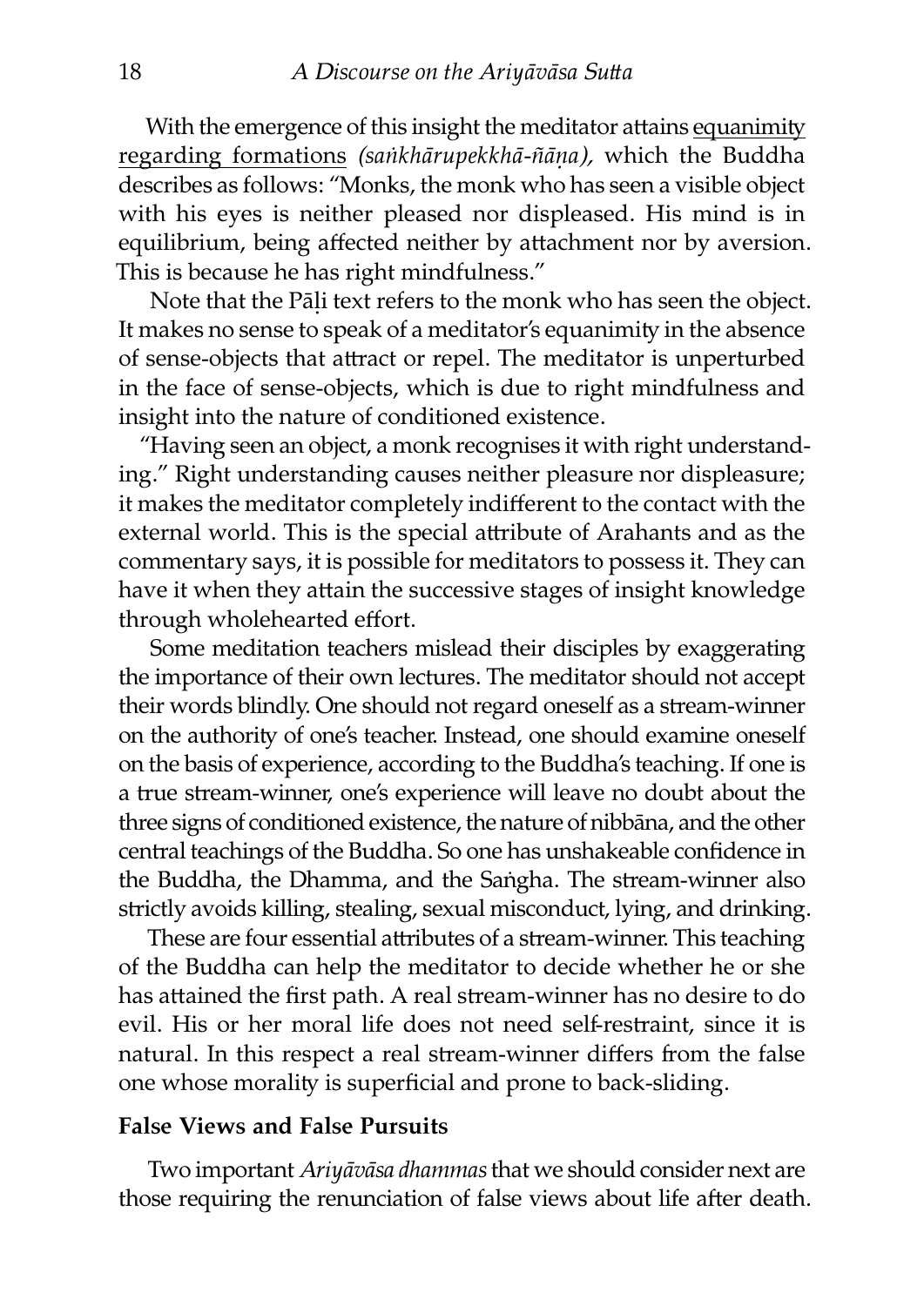With the emergence of this insight the meditator attains equanimity regarding formations *(saṅkhārupekkhā-ñāṇa),* which the Buddha describes as follows: "Monks, the monk who has seen a visible object with his eyes is neither pleased nor displeased. His mind is in equilibrium, being affected neither by attachment nor by aversion. This is because he has right mindfulness."

Note that the Pāḷi text refers to the monk who has seen the object. It makes no sense to speak of a meditator's equanimity in the absence of sense-objects that attract or repel. The meditator is unperturbed in the face of sense-objects, which is due to right mindfulness and insight into the nature of conditioned existence.

"Having seen an object, a monk recognises it with right understanding." Right understanding causes neither pleasure nor displeasure; it makes the meditator completely indifferent to the contact with the external world. This is the special attribute of Arahants and as the commentary says, it is possible for meditators to possess it. They can have it when they attain the successive stages of insight knowledge through wholehearted effort.

Some meditation teachers mislead their disciples by exaggerating the importance of their own lectures. The meditator should not accept their words blindly. One should not regard oneself as a stream-winner on the authority of one's teacher. Instead, one should examine oneself on the basis of experience, according to the Buddha's teaching. If one is a true stream-winner, one's experience will leave no doubt about the three signs of conditioned existence, the nature of nibbāna, and the other central teachings of the Buddha. So one has unshakeable confidence in the Buddha, the Dhamma, and the Saṅgha. The stream-winner also strictly avoids killing, stealing, sexual misconduct, lying, and drinking.

These are four essential attributes of a stream-winner. This teaching of the Buddha can help the meditator to decide whether he or she has attained the first path. A real stream-winner has no desire to do evil. His or her moral life does not need self-restraint, since it is natural. In this respect a real stream-winner differs from the false one whose morality is superficial and prone to back-sliding.

### False Views and False Pursuits

Two important *Ariyāvāsa dhammas* that we should consider next are those requiring the renunciation of false views about life after death.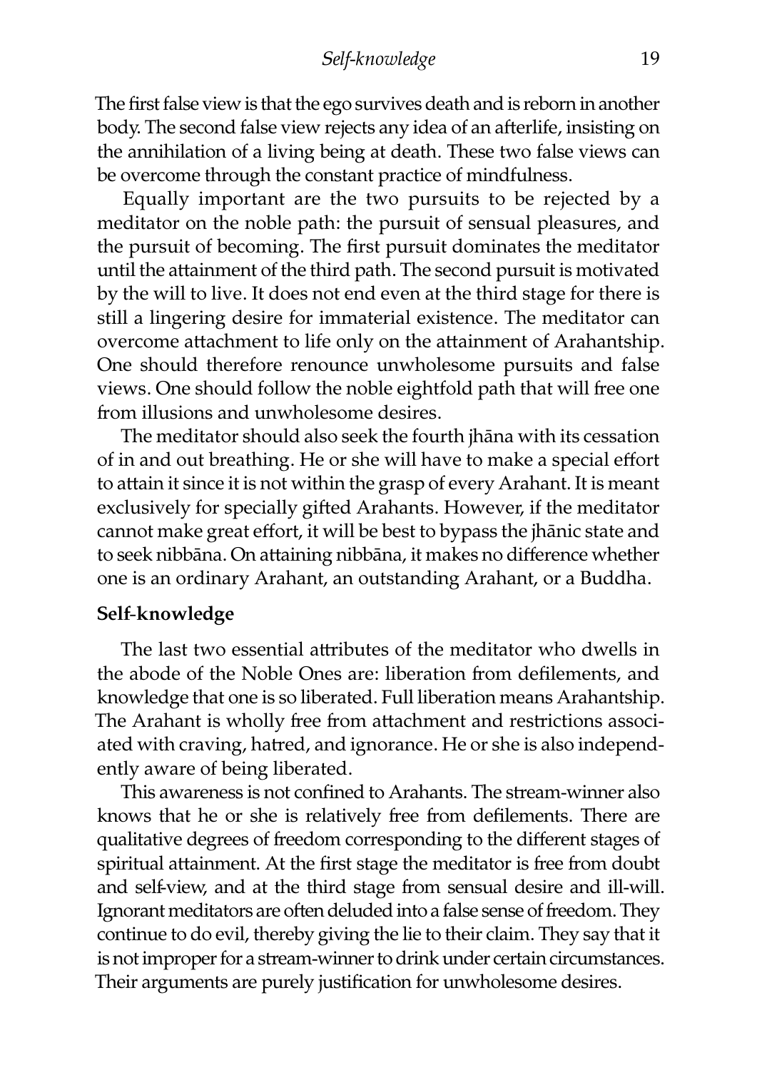The first false view is that the ego survives death and is reborn in another body. The second false view rejects any idea of an afterlife, insisting on the annihilation of a living being at death. These two false views can be overcome through the constant practice of mindfulness.

Equally important are the two pursuits to be rejected by a meditator on the noble path: the pursuit of sensual pleasures, and the pursuit of becoming. The first pursuit dominates the meditator until the attainment of the third path. The second pursuit is motivated by the will to live. It does not end even at the third stage for there is still a lingering desire for immaterial existence. The meditator can overcome attachment to life only on the attainment of Arahantship. One should therefore renounce unwholesome pursuits and false views. One should follow the noble eightfold path that will free one from illusions and unwholesome desires.

The meditator should also seek the fourth jhāna with its cessation of in and out breathing. He or she will have to make a special effort to attain it since it is not within the grasp of every Arahant. It is meant exclusively for specially gifted Arahants. However, if the meditator cannot make great effort, it will be best to bypass the jhānic state and to seek nibbāna. On attaining nibbāna, it makes no difference whether one is an ordinary Arahant, an outstanding Arahant, or a Buddha.

**Self-knowledge**

The last two essential attributes of the meditator who dwells in the abode of the Noble Ones are: liberation from defilements, and knowledge that one is so liberated. Full liberation means Arahantship. The Arahant is wholly free from attachment and restrictions associated with craving, hatred, and ignorance. He or she is also independently aware of being liberated.

This awareness is not confined to Arahants. The stream-winner also knows that he or she is relatively free from defilements. There are qualitative degrees of freedom corresponding to the different stages of spiritual attainment. At the first stage the meditator is free from doubt and self-view, and at the third stage from sensual desire and ill-will. Ignorant meditators are often deluded into a false sense of freedom. They continue to do evil, thereby giving the lie to their claim. They say that it is not improper for a stream-winner to drink under certain circumstances. Their arguments are purely justification for unwholesome desires.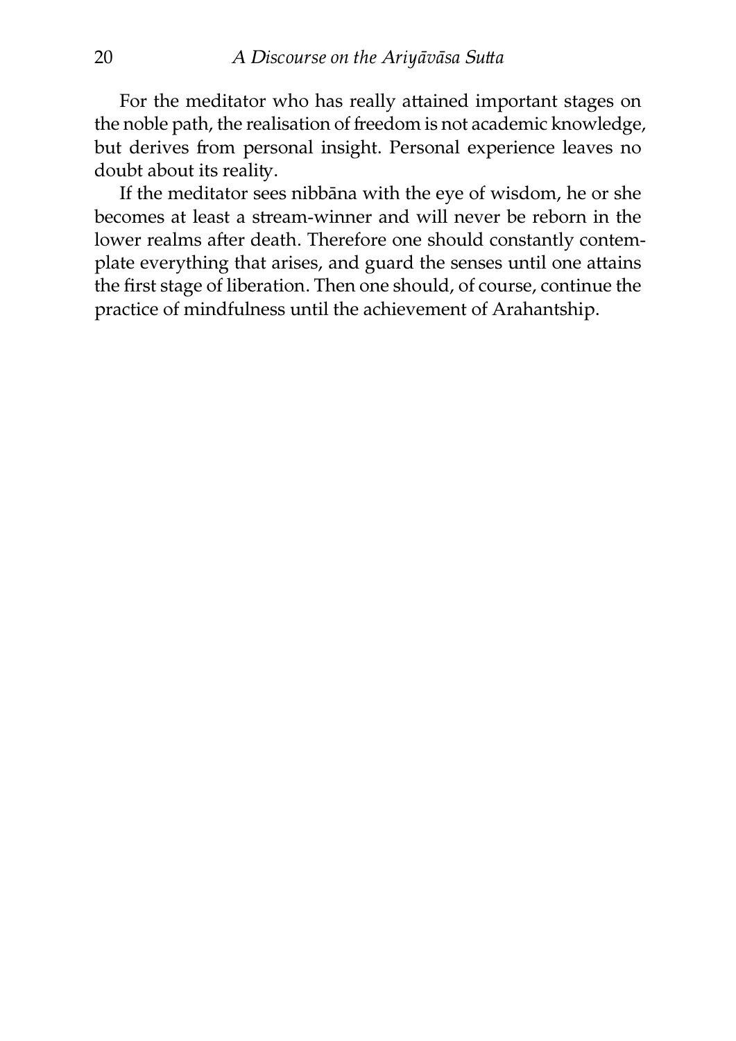For the meditator who has really attained important stages on the noble path, the realisation of freedom is not academic knowledge, but derives from personal insight. Personal experience leaves no doubt about its reality.

If the meditator sees nibbāna with the eye of wisdom, he or she becomes at least a stream-winner and will never be reborn in the lower realms after death. Therefore one should constantly contemplate everything that arises, and guard the senses until one attains the first stage of liberation. Then one should, of course, continue the practice of mindfulness until the achievement of Arahantship.